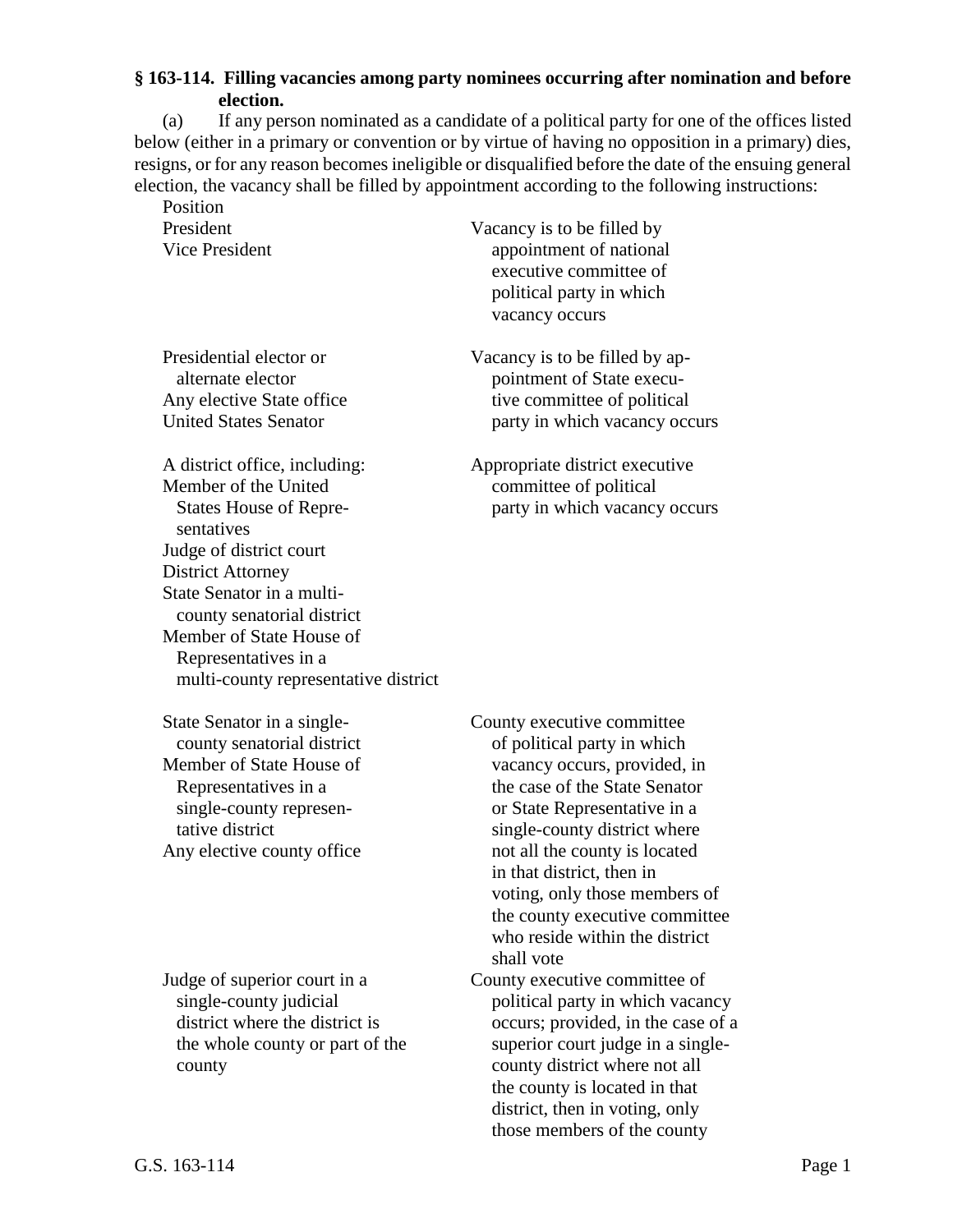**§ 163-114. Filling vacancies among party nominees occurring after nomination and before election.**

(a) If any person nominated as a candidate of a political party for one of the offices listed below (either in a primary or convention or by virtue of having no opposition in a primary) dies, resigns, or for any reason becomes ineligible or disqualified before the date of the ensuing general election, the vacancy shall be filled by appointment according to the following instructions:

| Position | |
|---|---|
| President<br>Vice President | Vacancy is to be filled by appointment of national executive committee of political party in which vacancy occurs |
| Presidential elector or alternate elector<br>Any elective State office<br>United States Senator | Vacancy is to be filled by appointment of State executive committee of political party in which vacancy occurs |
| A district office, including:<br>Member of the United States House of Representatives<br>Judge of district court<br>District Attorney<br>State Senator in a multi-county senatorial district<br>Member of State House of Representatives in a multi-county representative district | Appropriate district executive committee of political party in which vacancy occurs |
| State Senator in a single-county senatorial district<br>Member of State House of Representatives in a single-county representative district<br>Any elective county office | County executive committee of political party in which vacancy occurs, provided, in the case of the State Senator or State Representative in a single-county district where not all the county is located in that district, then in voting, only those members of the county executive committee who reside within the district shall vote |
| Judge of superior court in a single-county judicial district where the district is the whole county or part of the county | County executive committee of political party in which vacancy occurs; provided, in the case of a superior court judge in a single-county district where not all the county is located in that district, then in voting, only those members of the county |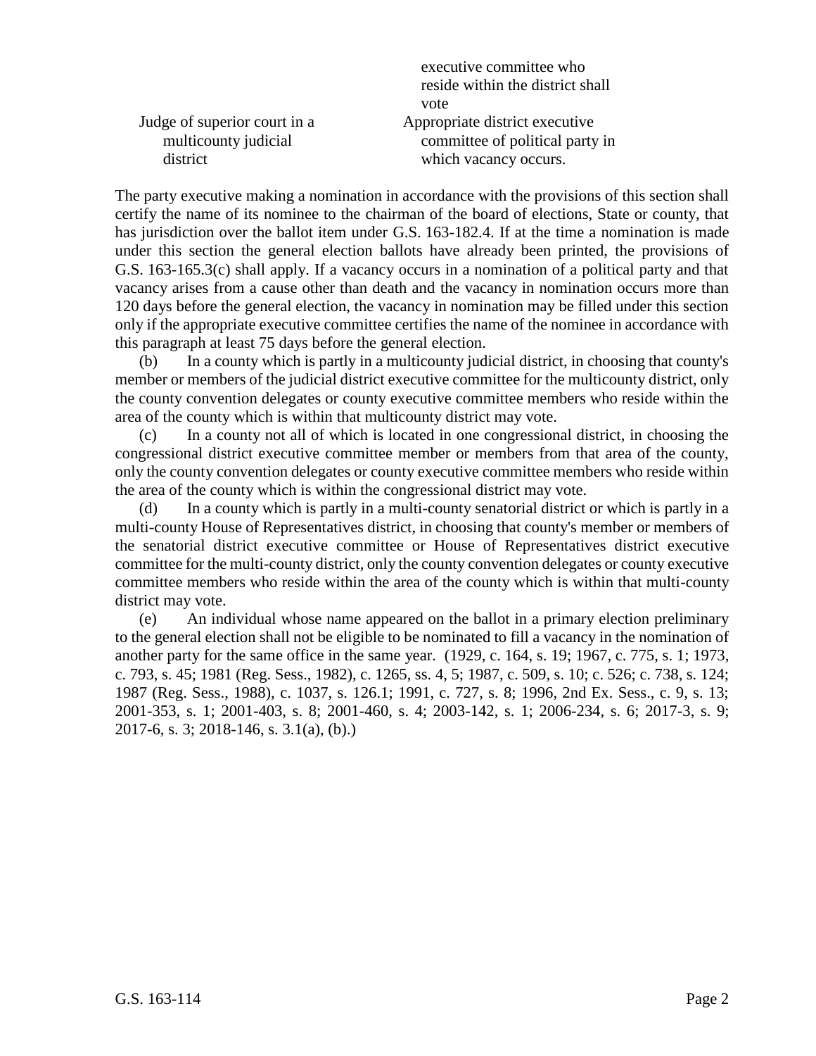| | |
|---|---|
| | executive committee who reside within the district shall vote |
| Judge of superior court in a multicounty judicial district | Appropriate district executive committee of political party in which vacancy occurs. |

The party executive making a nomination in accordance with the provisions of this section shall certify the name of its nominee to the chairman of the board of elections, State or county, that has jurisdiction over the ballot item under G.S. 163-182.4. If at the time a nomination is made under this section the general election ballots have already been printed, the provisions of G.S. 163-165.3(c) shall apply. If a vacancy occurs in a nomination of a political party and that vacancy arises from a cause other than death and the vacancy in nomination occurs more than 120 days before the general election, the vacancy in nomination may be filled under this section only if the appropriate executive committee certifies the name of the nominee in accordance with this paragraph at least 75 days before the general election.

(b) In a county which is partly in a multicounty judicial district, in choosing that county's member or members of the judicial district executive committee for the multicounty district, only the county convention delegates or county executive committee members who reside within the area of the county which is within that multicounty district may vote.

(c) In a county not all of which is located in one congressional district, in choosing the congressional district executive committee member or members from that area of the county, only the county convention delegates or county executive committee members who reside within the area of the county which is within the congressional district may vote.

(d) In a county which is partly in a multi-county senatorial district or which is partly in a multi-county House of Representatives district, in choosing that county's member or members of the senatorial district executive committee or House of Representatives district executive committee for the multi-county district, only the county convention delegates or county executive committee members who reside within the area of the county which is within that multi-county district may vote.

(e) An individual whose name appeared on the ballot in a primary election preliminary to the general election shall not be eligible to be nominated to fill a vacancy in the nomination of another party for the same office in the same year. (1929, c. 164, s. 19; 1967, c. 775, s. 1; 1973, c. 793, s. 45; 1981 (Reg. Sess., 1982), c. 1265, ss. 4, 5; 1987, c. 509, s. 10; c. 526; c. 738, s. 124; 1987 (Reg. Sess., 1988), c. 1037, s. 126.1; 1991, c. 727, s. 8; 1996, 2nd Ex. Sess., c. 9, s. 13; 2001-353, s. 1; 2001-403, s. 8; 2001-460, s. 4; 2003-142, s. 1; 2006-234, s. 6; 2017-3, s. 9; 2017-6, s. 3; 2018-146, s. 3.1(a), (b).)